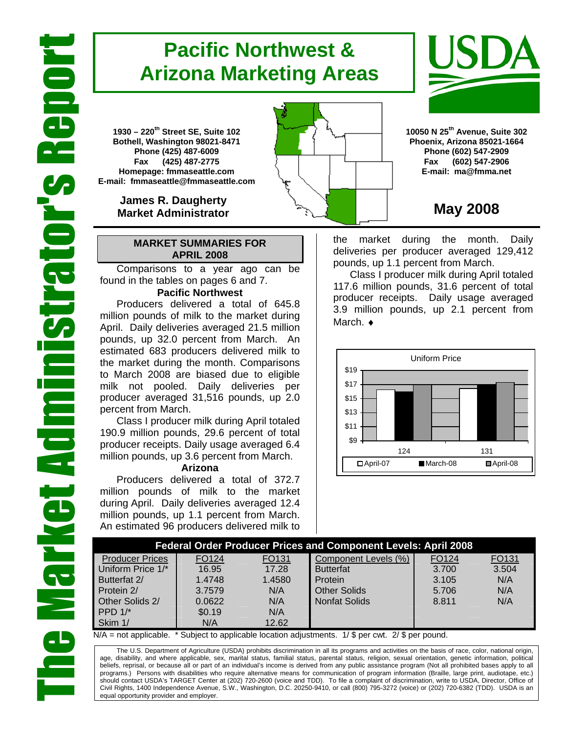# The Market Administrator's Report

# Pacific Northwest & Arizona Marketing Areas

**1930 – 220th Street SE, Suite 102**
**Bothell, Washington 98021-8471**
**Phone (425) 487-6009**
**Fax (425) 487-2775**
**Homepage: fmmaseattle.com**
**E-mail: fmmaseattle@fmmaseattle.com**

**James R. Daugherty**
**Market Administrator**

**10050 N 25th Avenue, Suite 302**
**Phoenix, Arizona 85021-1664**
**Phone (602) 547-2909**
**Fax (602) 547-2906**
**E-mail: ma@fmma.net**

## May 2008

### MARKET SUMMARIES FOR APRIL 2008

Comparisons to a year ago can be found in the tables on pages 6 and 7.

#### Pacific Northwest

Producers delivered a total of 645.8 million pounds of milk to the market during April. Daily deliveries averaged 21.5 million pounds, up 32.0 percent from March. An estimated 683 producers delivered milk to the market during the month. Comparisons to March 2008 are biased due to eligible milk not pooled. Daily deliveries per producer averaged 31,516 pounds, up 2.0 percent from March.

Class I producer milk during April totaled 190.9 million pounds, 29.6 percent of total producer receipts. Daily usage averaged 6.4 million pounds, up 3.6 percent from March.

#### Arizona

Producers delivered a total of 372.7 million pounds of milk to the market during April. Daily deliveries averaged 12.4 million pounds, up 1.1 percent from March. An estimated 96 producers delivered milk to the market during the month. Daily deliveries per producer averaged 129,412 pounds, up 1.1 percent from March.

Class I producer milk during April totaled 117.6 million pounds, 31.6 percent of total producer receipts. Daily usage averaged 3.9 million pounds, up 2.1 percent from March. ♦

**Federal Order Producer Prices and Component Levels: April 2008**

| Producer Prices | FO124 | FO131 | Component Levels (%) | FO124 | FO131 |
|---|---|---|---|---|---|
| Uniform Price 1/* | 16.95 | 17.28 | Butterfat | 3.700 | 3.504 |
| Butterfat 2/ | 1.4748 | 1.4580 | Protein | 3.105 | N/A |
| Protein 2/ | 3.7579 | N/A | Other Solids | 5.706 | N/A |
| Other Solids 2/ | 0.0622 | N/A | Nonfat Solids | 8.811 | N/A |
| PPD 1/* | $0.19 | N/A | | | |
| Skim 1/ | N/A | 12.62 | | | |

N/A = not applicable. * Subject to applicable location adjustments. 1/ $ per cwt. 2/ $ per pound.

The U.S. Department of Agriculture (USDA) prohibits discrimination in all its programs and activities on the basis of race, color, national origin, age, disability, and where applicable, sex, marital status, familial status, parental status, religion, sexual orientation, genetic information, political beliefs, reprisal, or because all or part of an individual's income is derived from any public assistance program (Not all prohibited bases apply to all programs.) Persons with disabilities who require alternative means for communication of program information (Braille, large print, audiotape, etc.) should contact USDA's TARGET Center at (202) 720-2600 (voice and TDD). To file a complaint of discrimination, write to USDA, Director, Office of Civil Rights, 1400 Independence Avenue, S.W., Washington, D.C. 20250-9410, or call (800) 795-3272 (voice) or (202) 720-6382 (TDD). USDA is an equal opportunity provider and employer.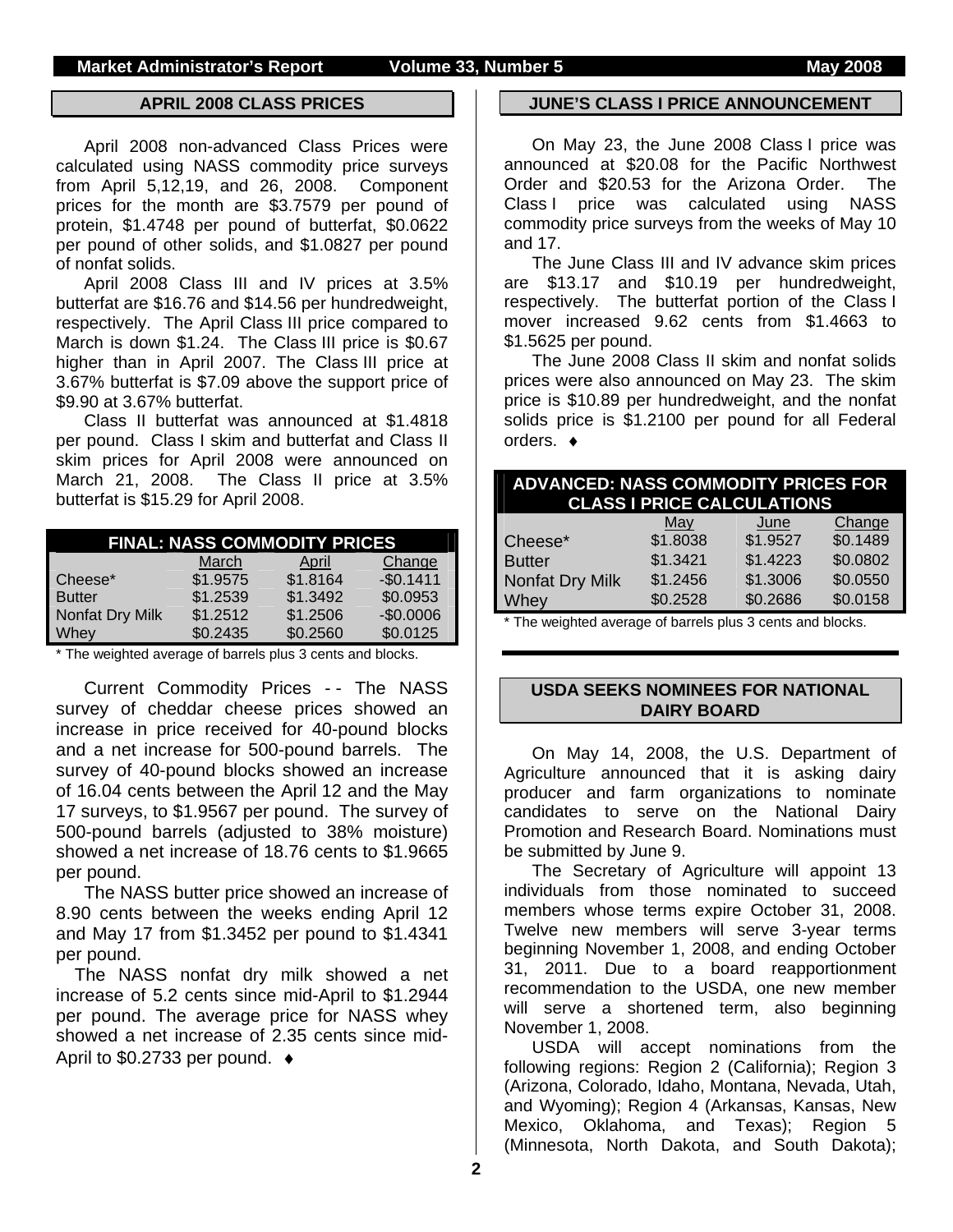## APRIL 2008 CLASS PRICES

April 2008 non-advanced Class Prices were calculated using NASS commodity price surveys from April 5,12,19, and 26, 2008. Component prices for the month are $3.7579 per pound of protein, $1.4748 per pound of butterfat, $0.0622 per pound of other solids, and $1.0827 per pound of nonfat solids.

April 2008 Class III and IV prices at 3.5% butterfat are $16.76 and $14.56 per hundredweight, respectively. The April Class III price compared to March is down $1.24. The Class III price is $0.67 higher than in April 2007. The Class III price at 3.67% butterfat is $7.09 above the support price of $9.90 at 3.67% butterfat.

Class II butterfat was announced at $1.4818 per pound. Class I skim and butterfat and Class II skim prices for April 2008 were announced on March 21, 2008. The Class II price at 3.5% butterfat is $15.29 for April 2008.

| FINAL: NASS COMMODITY PRICES | | | |
|---|---|---|---|
| | March | April | Change |
| Cheese* | $1.9575 | $1.8164 | -$0.1411 |
| Butter | $1.2539 | $1.3492 | $0.0953 |
| Nonfat Dry Milk | $1.2512 | $1.2506 | -$0.0006 |
| Whey | $0.2435 | $0.2560 | $0.0125 |

\* The weighted average of barrels plus 3 cents and blocks.

Current Commodity Prices - - The NASS survey of cheddar cheese prices showed an increase in price received for 40-pound blocks and a net increase for 500-pound barrels. The survey of 40-pound blocks showed an increase of 16.04 cents between the April 12 and the May 17 surveys, to $1.9567 per pound. The survey of 500-pound barrels (adjusted to 38% moisture) showed a net increase of 18.76 cents to $1.9665 per pound.

The NASS butter price showed an increase of 8.90 cents between the weeks ending April 12 and May 17 from $1.3452 per pound to $1.4341 per pound.

The NASS nonfat dry milk showed a net increase of 5.2 cents since mid-April to $1.2944 per pound. The average price for NASS whey showed a net increase of 2.35 cents since mid-April to $0.2733 per pound. ♦

## JUNE'S CLASS I PRICE ANNOUNCEMENT

On May 23, the June 2008 Class I price was announced at $20.08 for the Pacific Northwest Order and $20.53 for the Arizona Order. The Class I price was calculated using NASS commodity price surveys from the weeks of May 10 and 17.

The June Class III and IV advance skim prices are $13.17 and $10.19 per hundredweight, respectively. The butterfat portion of the Class I mover increased 9.62 cents from $1.4663 to $1.5625 per pound.

The June 2008 Class II skim and nonfat solids prices were also announced on May 23. The skim price is $10.89 per hundredweight, and the nonfat solids price is $1.2100 per pound for all Federal orders. ♦

| ADVANCED: NASS COMMODITY PRICES FOR CLASS I PRICE CALCULATIONS | | | |
|---|---|---|---|
| | May | June | Change |
| Cheese* | $1.8038 | $1.9527 | $0.1489 |
| Butter | $1.3421 | $1.4223 | $0.0802 |
| Nonfat Dry Milk | $1.2456 | $1.3006 | $0.0550 |
| Whey | $0.2528 | $0.2686 | $0.0158 |

\* The weighted average of barrels plus 3 cents and blocks.

## USDA SEEKS NOMINEES FOR NATIONAL DAIRY BOARD

On May 14, 2008, the U.S. Department of Agriculture announced that it is asking dairy producer and farm organizations to nominate candidates to serve on the National Dairy Promotion and Research Board. Nominations must be submitted by June 9.

The Secretary of Agriculture will appoint 13 individuals from those nominated to succeed members whose terms expire October 31, 2008. Twelve new members will serve 3-year terms beginning November 1, 2008, and ending October 31, 2011. Due to a board reapportionment recommendation to the USDA, one new member will serve a shortened term, also beginning November 1, 2008.

USDA will accept nominations from the following regions: Region 2 (California); Region 3 (Arizona, Colorado, Idaho, Montana, Nevada, Utah, and Wyoming); Region 4 (Arkansas, Kansas, New Mexico, Oklahoma, and Texas); Region 5 (Minnesota, North Dakota, and South Dakota);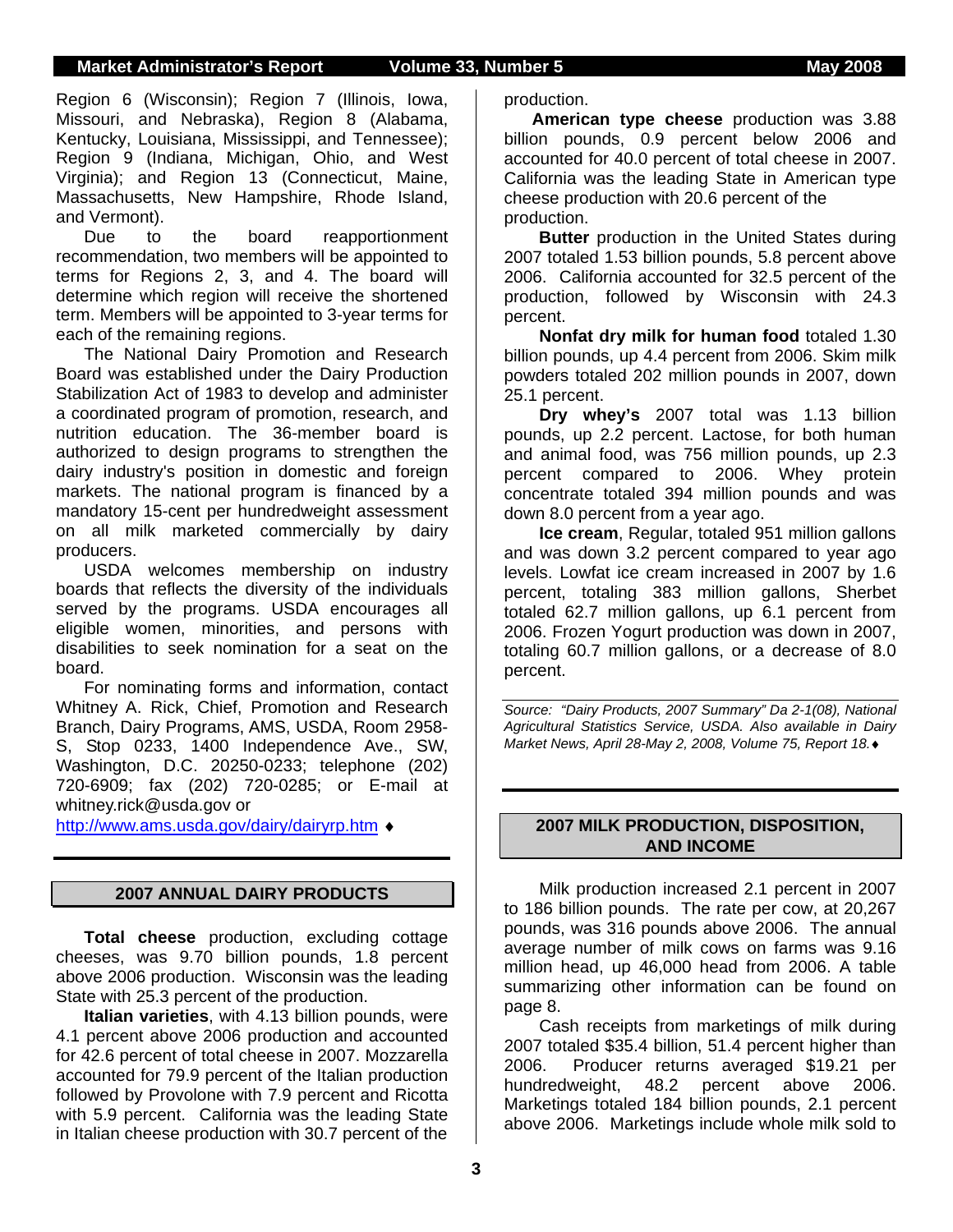Region 6 (Wisconsin); Region 7 (Illinois, Iowa, Missouri, and Nebraska), Region 8 (Alabama, Kentucky, Louisiana, Mississippi, and Tennessee); Region 9 (Indiana, Michigan, Ohio, and West Virginia); and Region 13 (Connecticut, Maine, Massachusetts, New Hampshire, Rhode Island, and Vermont).

Due to the board reapportionment recommendation, two members will be appointed to terms for Regions 2, 3, and 4. The board will determine which region will receive the shortened term. Members will be appointed to 3-year terms for each of the remaining regions.

The National Dairy Promotion and Research Board was established under the Dairy Production Stabilization Act of 1983 to develop and administer a coordinated program of promotion, research, and nutrition education. The 36-member board is authorized to design programs to strengthen the dairy industry's position in domestic and foreign markets. The national program is financed by a mandatory 15-cent per hundredweight assessment on all milk marketed commercially by dairy producers.

USDA welcomes membership on industry boards that reflects the diversity of the individuals served by the programs. USDA encourages all eligible women, minorities, and persons with disabilities to seek nomination for a seat on the board.

For nominating forms and information, contact Whitney A. Rick, Chief, Promotion and Research Branch, Dairy Programs, AMS, USDA, Room 2958-S, Stop 0233, 1400 Independence Ave., SW, Washington, D.C. 20250-0233; telephone (202) 720-6909; fax (202) 720-0285; or E-mail at whitney.rick@usda.gov or http://www.ams.usda.gov/dairy/dairyrp.htm ♦

## 2007 ANNUAL DAIRY PRODUCTS

**Total cheese** production, excluding cottage cheeses, was 9.70 billion pounds, 1.8 percent above 2006 production. Wisconsin was the leading State with 25.3 percent of the production.

**Italian varieties**, with 4.13 billion pounds, were 4.1 percent above 2006 production and accounted for 42.6 percent of total cheese in 2007. Mozzarella accounted for 79.9 percent of the Italian production followed by Provolone with 7.9 percent and Ricotta with 5.9 percent. California was the leading State in Italian cheese production with 30.7 percent of the production.

**American type cheese** production was 3.88 billion pounds, 0.9 percent below 2006 and accounted for 40.0 percent of total cheese in 2007. California was the leading State in American type cheese production with 20.6 percent of the production.

**Butter** production in the United States during 2007 totaled 1.53 billion pounds, 5.8 percent above 2006. California accounted for 32.5 percent of the production, followed by Wisconsin with 24.3 percent.

**Nonfat dry milk for human food** totaled 1.30 billion pounds, up 4.4 percent from 2006. Skim milk powders totaled 202 million pounds in 2007, down 25.1 percent.

**Dry whey's** 2007 total was 1.13 billion pounds, up 2.2 percent. Lactose, for both human and animal food, was 756 million pounds, up 2.3 percent compared to 2006. Whey protein concentrate totaled 394 million pounds and was down 8.0 percent from a year ago.

**Ice cream**, Regular, totaled 951 million gallons and was down 3.2 percent compared to year ago levels. Lowfat ice cream increased in 2007 by 1.6 percent, totaling 383 million gallons, Sherbet totaled 62.7 million gallons, up 6.1 percent from 2006. Frozen Yogurt production was down in 2007, totaling 60.7 million gallons, or a decrease of 8.0 percent.

*Source: "Dairy Products, 2007 Summary" Da 2-1(08), National Agricultural Statistics Service, USDA. Also available in Dairy Market News, April 28-May 2, 2008, Volume 75, Report 18.*♦

## 2007 MILK PRODUCTION, DISPOSITION, AND INCOME

Milk production increased 2.1 percent in 2007 to 186 billion pounds. The rate per cow, at 20,267 pounds, was 316 pounds above 2006. The annual average number of milk cows on farms was 9.16 million head, up 46,000 head from 2006. A table summarizing other information can be found on page 8.

Cash receipts from marketings of milk during 2007 totaled $35.4 billion, 51.4 percent higher than 2006. Producer returns averaged $19.21 per hundredweight, 48.2 percent above 2006. Marketings totaled 184 billion pounds, 2.1 percent above 2006. Marketings include whole milk sold to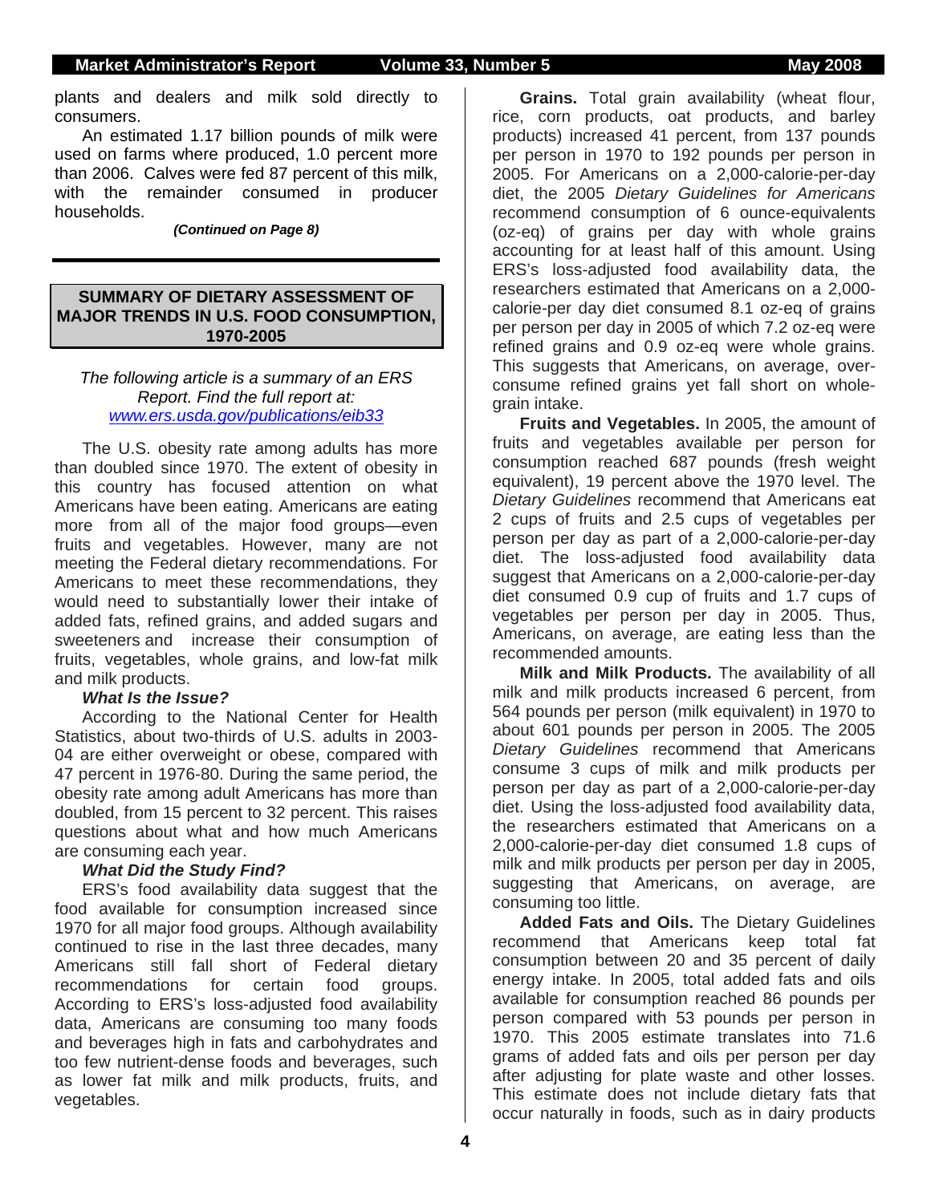plants and dealers and milk sold directly to consumers.

An estimated 1.17 billion pounds of milk were used on farms where produced, 1.0 percent more than 2006. Calves were fed 87 percent of this milk, with the remainder consumed in producer households.

***(Continued on Page 8)***

---

## SUMMARY OF DIETARY ASSESSMENT OF MAJOR TRENDS IN U.S. FOOD CONSUMPTION, 1970-2005

*The following article is a summary of an ERS Report. Find the full report at: www.ers.usda.gov/publications/eib33*

The U.S. obesity rate among adults has more than doubled since 1970. The extent of obesity in this country has focused attention on what Americans have been eating. Americans are eating more from all of the major food groups—even fruits and vegetables. However, many are not meeting the Federal dietary recommendations. For Americans to meet these recommendations, they would need to substantially lower their intake of added fats, refined grains, and added sugars and sweeteners and increase their consumption of fruits, vegetables, whole grains, and low-fat milk and milk products.

***What Is the Issue?***

According to the National Center for Health Statistics, about two-thirds of U.S. adults in 2003-04 are either overweight or obese, compared with 47 percent in 1976-80. During the same period, the obesity rate among adult Americans has more than doubled, from 15 percent to 32 percent. This raises questions about what and how much Americans are consuming each year.

***What Did the Study Find?***

ERS's food availability data suggest that the food available for consumption increased since 1970 for all major food groups. Although availability continued to rise in the last three decades, many Americans still fall short of Federal dietary recommendations for certain food groups. According to ERS's loss-adjusted food availability data, Americans are consuming too many foods and beverages high in fats and carbohydrates and too few nutrient-dense foods and beverages, such as lower fat milk and milk products, fruits, and vegetables.

**Grains.** Total grain availability (wheat flour, rice, corn products, oat products, and barley products) increased 41 percent, from 137 pounds per person in 1970 to 192 pounds per person in 2005. For Americans on a 2,000-calorie-per-day diet, the 2005 *Dietary Guidelines for Americans* recommend consumption of 6 ounce-equivalents (oz-eq) of grains per day with whole grains accounting for at least half of this amount. Using ERS's loss-adjusted food availability data, the researchers estimated that Americans on a 2,000-calorie-per day diet consumed 8.1 oz-eq of grains per person per day in 2005 of which 7.2 oz-eq were refined grains and 0.9 oz-eq were whole grains. This suggests that Americans, on average, over-consume refined grains yet fall short on whole-grain intake.

**Fruits and Vegetables.** In 2005, the amount of fruits and vegetables available per person for consumption reached 687 pounds (fresh weight equivalent), 19 percent above the 1970 level. The *Dietary Guidelines* recommend that Americans eat 2 cups of fruits and 2.5 cups of vegetables per person per day as part of a 2,000-calorie-per-day diet. The loss-adjusted food availability data suggest that Americans on a 2,000-calorie-per-day diet consumed 0.9 cup of fruits and 1.7 cups of vegetables per person per day in 2005. Thus, Americans, on average, are eating less than the recommended amounts.

**Milk and Milk Products.** The availability of all milk and milk products increased 6 percent, from 564 pounds per person (milk equivalent) in 1970 to about 601 pounds per person in 2005. The 2005 *Dietary Guidelines* recommend that Americans consume 3 cups of milk and milk products per person per day as part of a 2,000-calorie-per-day diet. Using the loss-adjusted food availability data, the researchers estimated that Americans on a 2,000-calorie-per-day diet consumed 1.8 cups of milk and milk products per person per day in 2005, suggesting that Americans, on average, are consuming too little.

**Added Fats and Oils.** The Dietary Guidelines recommend that Americans keep total fat consumption between 20 and 35 percent of daily energy intake. In 2005, total added fats and oils available for consumption reached 86 pounds per person compared with 53 pounds per person in 1970. This 2005 estimate translates into 71.6 grams of added fats and oils per person per day after adjusting for plate waste and other losses. This estimate does not include dietary fats that occur naturally in foods, such as in dairy products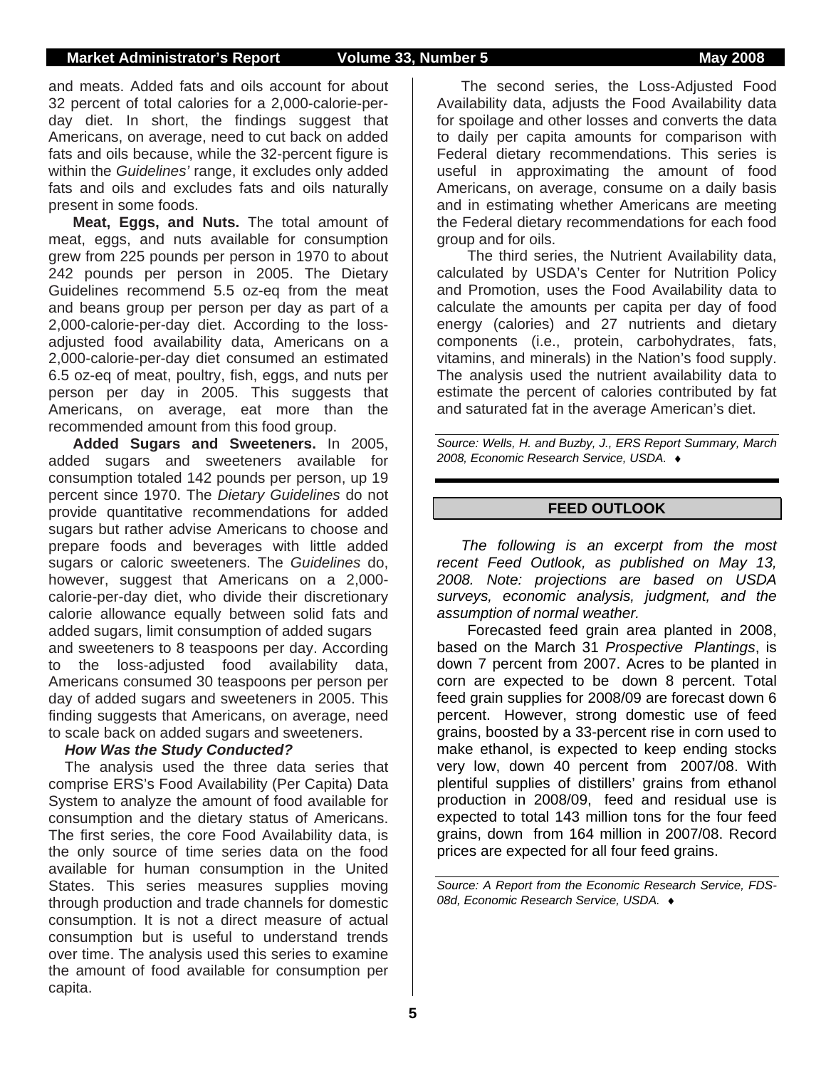and meats. Added fats and oils account for about 32 percent of total calories for a 2,000-calorie-per-day diet. In short, the findings suggest that Americans, on average, need to cut back on added fats and oils because, while the 32-percent figure is within the *Guidelines'* range, it excludes only added fats and oils and excludes fats and oils naturally present in some foods.

**Meat, Eggs, and Nuts.** The total amount of meat, eggs, and nuts available for consumption grew from 225 pounds per person in 1970 to about 242 pounds per person in 2005. The Dietary Guidelines recommend 5.5 oz-eq from the meat and beans group per person per day as part of a 2,000-calorie-per-day diet. According to the loss-adjusted food availability data, Americans on a 2,000-calorie-per-day diet consumed an estimated 6.5 oz-eq of meat, poultry, fish, eggs, and nuts per person per day in 2005. This suggests that Americans, on average, eat more than the recommended amount from this food group.

**Added Sugars and Sweeteners.** In 2005, added sugars and sweeteners available for consumption totaled 142 pounds per person, up 19 percent since 1970. The *Dietary Guidelines* do not provide quantitative recommendations for added sugars but rather advise Americans to choose and prepare foods and beverages with little added sugars or caloric sweeteners. The *Guidelines* do, however, suggest that Americans on a 2,000-calorie-per-day diet, who divide their discretionary calorie allowance equally between solid fats and added sugars, limit consumption of added sugars and sweeteners to 8 teaspoons per day. According to the loss-adjusted food availability data, Americans consumed 30 teaspoons per person per day of added sugars and sweeteners in 2005. This finding suggests that Americans, on average, need to scale back on added sugars and sweeteners.

***How Was the Study Conducted?***

The analysis used the three data series that comprise ERS's Food Availability (Per Capita) Data System to analyze the amount of food available for consumption and the dietary status of Americans. The first series, the core Food Availability data, is the only source of time series data on the food available for human consumption in the United States. This series measures supplies moving through production and trade channels for domestic consumption. It is not a direct measure of actual consumption but is useful to understand trends over time. The analysis used this series to examine the amount of food available for consumption per capita.

The second series, the Loss-Adjusted Food Availability data, adjusts the Food Availability data for spoilage and other losses and converts the data to daily per capita amounts for comparison with Federal dietary recommendations. This series is useful in approximating the amount of food Americans, on average, consume on a daily basis and in estimating whether Americans are meeting the Federal dietary recommendations for each food group and for oils.

The third series, the Nutrient Availability data, calculated by USDA's Center for Nutrition Policy and Promotion, uses the Food Availability data to calculate the amounts per capita per day of food energy (calories) and 27 nutrients and dietary components (i.e., protein, carbohydrates, fats, vitamins, and minerals) in the Nation's food supply. The analysis used the nutrient availability data to estimate the percent of calories contributed by fat and saturated fat in the average American's diet.

*Source: Wells, H. and Buzby, J., ERS Report Summary, March 2008, Economic Research Service, USDA.* ♦

## FEED OUTLOOK

*The following is an excerpt from the most recent Feed Outlook, as published on May 13, 2008. Note: projections are based on USDA surveys, economic analysis, judgment, and the assumption of normal weather.*

Forecasted feed grain area planted in 2008, based on the March 31 *Prospective Plantings*, is down 7 percent from 2007. Acres to be planted in corn are expected to be down 8 percent. Total feed grain supplies for 2008/09 are forecast down 6 percent. However, strong domestic use of feed grains, boosted by a 33-percent rise in corn used to make ethanol, is expected to keep ending stocks very low, down 40 percent from 2007/08. With plentiful supplies of distillers' grains from ethanol production in 2008/09, feed and residual use is expected to total 143 million tons for the four feed grains, down from 164 million in 2007/08. Record prices are expected for all four feed grains.

*Source: A Report from the Economic Research Service, FDS-08d, Economic Research Service, USDA.* ♦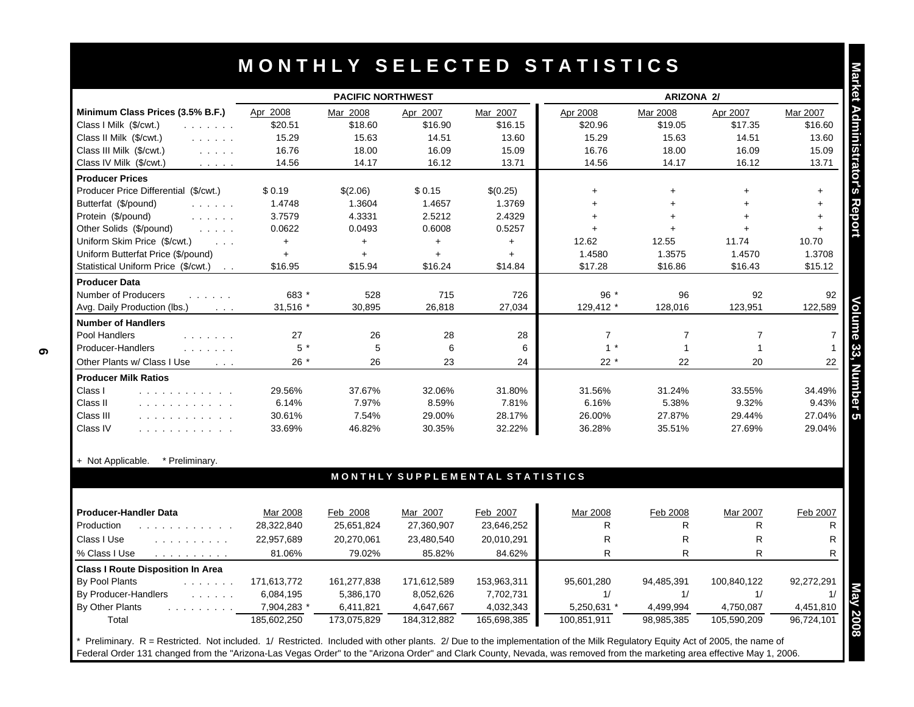# MONTHLY SELECTED STATISTICS

| | PACIFIC NORTHWEST | | | | ARIZONA 2/ | | | |
|---|---|---|---|---|---|---|---|---|
| **Minimum Class Prices (3.5% B.F.)** | Apr 2008 | Mar 2008 | Apr 2007 | Mar 2007 | Apr 2008 | Mar 2008 | Apr 2007 | Mar 2007 |
| Class I Milk ($/cwt.) | $20.51 | $18.60 | $16.90 | $16.15 | $20.96 | $19.05 | $17.35 | $16.60 |
| Class II Milk ($/cwt.) | 15.29 | 15.63 | 14.51 | 13.60 | 15.29 | 15.63 | 14.51 | 13.60 |
| Class III Milk ($/cwt.) | 16.76 | 18.00 | 16.09 | 15.09 | 16.76 | 18.00 | 16.09 | 15.09 |
| Class IV Milk ($/cwt.) | 14.56 | 14.17 | 16.12 | 13.71 | 14.56 | 14.17 | 16.12 | 13.71 |
| **Producer Prices** | | | | | | | | |
| Producer Price Differential ($/cwt.) | $ 0.19 | $(2.06) | $ 0.15 | $(0.25) | + | + | + | + |
| Butterfat ($/pound) | 1.4748 | 1.3604 | 1.4657 | 1.3769 | + | + | + | + |
| Protein ($/pound) | 3.7579 | 4.3331 | 2.5212 | 2.4329 | + | + | + | + |
| Other Solids ($/pound) | 0.0622 | 0.0493 | 0.6008 | 0.5257 | + | + | + | + |
| Uniform Skim Price ($/cwt.) | + | + | + | + | 12.62 | 12.55 | 11.74 | 10.70 |
| Uniform Butterfat Price ($/pound) | + | + | + | + | 1.4580 | 1.3575 | 1.4570 | 1.3708 |
| Statistical Uniform Price ($/cwt.) | $16.95 | $15.94 | $16.24 | $14.84 | $17.28 | $16.86 | $16.43 | $15.12 |
| **Producer Data** | | | | | | | | |
| Number of Producers | 683 * | 528 | 715 | 726 | 96 * | 96 | 92 | 92 |
| Avg. Daily Production (lbs.) | 31,516 * | 30,895 | 26,818 | 27,034 | 129,412 * | 128,016 | 123,951 | 122,589 |
| **Number of Handlers** | | | | | | | | |
| Pool Handlers | 27 | 26 | 28 | 28 | 7 | 7 | 7 | 7 |
| Producer-Handlers | 5 * | 5 | 6 | 6 | 1 * | 1 | 1 | 1 |
| Other Plants w/ Class I Use | 26 * | 26 | 23 | 24 | 22 * | 22 | 20 | 22 |
| **Producer Milk Ratios** | | | | | | | | |
| Class I | 29.56% | 37.67% | 32.06% | 31.80% | 31.56% | 31.24% | 33.55% | 34.49% |
| Class II | 6.14% | 7.97% | 8.59% | 7.81% | 6.16% | 5.38% | 9.32% | 9.43% |
| Class III | 30.61% | 7.54% | 29.00% | 28.17% | 26.00% | 27.87% | 29.44% | 27.04% |
| Class IV | 33.69% | 46.82% | 30.35% | 32.22% | 36.28% | 35.51% | 27.69% | 29.04% |

+ Not Applicable. * Preliminary.

## MONTHLY SUPPLEMENTAL STATISTICS

| **Producer-Handler Data** | Mar 2008 | Feb 2008 | Mar 2007 | Feb 2007 | Mar 2008 | Feb 2008 | Mar 2007 | Feb 2007 |
|---|---|---|---|---|---|---|---|---|
| Production | 28,322,840 | 25,651,824 | 27,360,907 | 23,646,252 | R | R | R | R |
| Class I Use | 22,957,689 | 20,270,061 | 23,480,540 | 20,010,291 | R | R | R | R |
| % Class I Use | 81.06% | 79.02% | 85.82% | 84.62% | R | R | R | R |
| **Class I Route Disposition In Area** | | | | | | | | |
| By Pool Plants | 171,613,772 | 161,277,838 | 171,612,589 | 153,963,311 | 95,601,280 | 94,485,391 | 100,840,122 | 92,272,291 |
| By Producer-Handlers | 6,084,195 | 5,386,170 | 8,052,626 | 7,702,731 | 1/ | 1/ | 1/ | 1/ |
| By Other Plants | 7,904,283 * | 6,411,821 | 4,647,667 | 4,032,343 | 5,250,631 * | 4,499,994 | 4,750,087 | 4,451,810 |
| Total | 185,602,250 | 173,075,829 | 184,312,882 | 165,698,385 | 100,851,911 | 98,985,385 | 105,590,209 | 96,724,101 |

* Preliminary. R = Restricted. Not included. 1/ Restricted. Included with other plants. 2/ Due to the implementation of the Milk Regulatory Equity Act of 2005, the name of Federal Order 131 changed from the "Arizona-Las Vegas Order" to the "Arizona Order" and Clark County, Nevada, was removed from the marketing area effective May 1, 2006.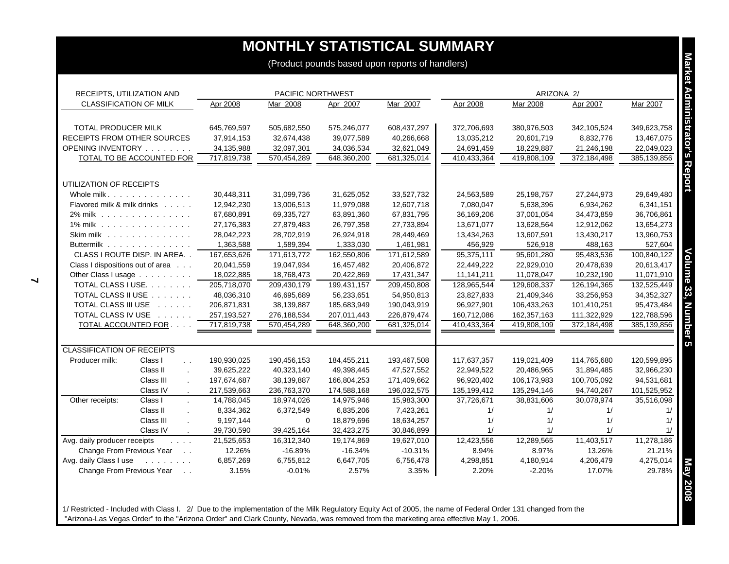# MONTHLY STATISTICAL SUMMARY

(Product pounds based upon reports of handlers)

| RECEIPTS, UTILIZATION AND CLASSIFICATION OF MILK | | PACIFIC NORTHWEST | | | | ARIZONA 2/ | | | |
|---|---|---|---|---|---|---|---|---|---|
| | | Apr 2008 | Mar 2008 | Apr 2007 | Mar 2007 | Apr 2008 | Mar 2008 | Apr 2007 | Mar 2007 |
| TOTAL PRODUCER MILK | | 645,769,597 | 505,682,550 | 575,246,077 | 608,437,297 | 372,706,693 | 380,976,503 | 342,105,524 | 349,623,758 |
| RECEIPTS FROM OTHER SOURCES | | 37,914,153 | 32,674,438 | 39,077,589 | 40,266,668 | 13,035,212 | 20,601,719 | 8,832,776 | 13,467,075 |
| OPENING INVENTORY | | 34,135,988 | 32,097,301 | 34,036,534 | 32,621,049 | 24,691,459 | 18,229,887 | 21,246,198 | 22,049,023 |
| TOTAL TO BE ACCOUNTED FOR | | 717,819,738 | 570,454,289 | 648,360,200 | 681,325,014 | 410,433,364 | 419,808,109 | 372,184,498 | 385,139,856 |
| UTILIZATION OF RECEIPTS | | | | | | | | | |
| Whole milk | | 30,448,311 | 31,099,736 | 31,625,052 | 33,527,732 | 24,563,589 | 25,198,757 | 27,244,973 | 29,649,480 |
| Flavored milk & milk drinks | | 12,942,230 | 13,006,513 | 11,979,088 | 12,607,718 | 7,080,047 | 5,638,396 | 6,934,262 | 6,341,151 |
| 2% milk | | 67,680,891 | 69,335,727 | 63,891,360 | 67,831,795 | 36,169,206 | 37,001,054 | 34,473,859 | 36,706,861 |
| 1% milk | | 27,176,383 | 27,879,483 | 26,797,358 | 27,733,894 | 13,671,077 | 13,628,564 | 12,912,062 | 13,654,273 |
| Skim milk | | 28,042,223 | 28,702,919 | 26,924,918 | 28,449,469 | 13,434,263 | 13,607,591 | 13,430,217 | 13,960,753 |
| Buttermilk | | 1,363,588 | 1,589,394 | 1,333,030 | 1,461,981 | 456,929 | 526,918 | 488,163 | 527,604 |
| CLASS I ROUTE DISP. IN AREA | | 167,653,626 | 171,613,772 | 162,550,806 | 171,612,589 | 95,375,111 | 95,601,280 | 95,483,536 | 100,840,122 |
| Class I dispositions out of area | | 20,041,559 | 19,047,934 | 16,457,482 | 20,406,872 | 22,449,222 | 22,929,010 | 20,478,639 | 20,613,417 |
| Other Class I usage | | 18,022,885 | 18,768,473 | 20,422,869 | 17,431,347 | 11,141,211 | 11,078,047 | 10,232,190 | 11,071,910 |
| TOTAL CLASS I USE | | 205,718,070 | 209,430,179 | 199,431,157 | 209,450,808 | 128,965,544 | 129,608,337 | 126,194,365 | 132,525,449 |
| TOTAL CLASS II USE | | 48,036,310 | 46,695,689 | 56,233,651 | 54,950,813 | 23,827,833 | 21,409,346 | 33,256,953 | 34,352,327 |
| TOTAL CLASS III USE | | 206,871,831 | 38,139,887 | 185,683,949 | 190,043,919 | 96,927,901 | 106,433,263 | 101,410,251 | 95,473,484 |
| TOTAL CLASS IV USE | | 257,193,527 | 276,188,534 | 207,011,443 | 226,879,474 | 160,712,086 | 162,357,163 | 111,322,929 | 122,788,596 |
| TOTAL ACCOUNTED FOR | | 717,819,738 | 570,454,289 | 648,360,200 | 681,325,014 | 410,433,364 | 419,808,109 | 372,184,498 | 385,139,856 |
| CLASSIFICATION OF RECEIPTS | | | | | | | | | |
| Producer milk: | Class I | 190,930,025 | 190,456,153 | 184,455,211 | 193,467,508 | 117,637,357 | 119,021,409 | 114,765,680 | 120,599,895 |
| | Class II | 39,625,222 | 40,323,140 | 49,398,445 | 47,527,552 | 22,949,522 | 20,486,965 | 31,894,485 | 32,966,230 |
| | Class III | 197,674,687 | 38,139,887 | 166,804,253 | 171,409,662 | 96,920,402 | 106,173,983 | 100,705,092 | 94,531,681 |
| | Class IV | 217,539,663 | 236,763,370 | 174,588,168 | 196,032,575 | 135,199,412 | 135,294,146 | 94,740,267 | 101,525,952 |
| Other receipts: | Class I | 14,788,045 | 18,974,026 | 14,975,946 | 15,983,300 | 37,726,671 | 38,831,606 | 30,078,974 | 35,516,098 |
| | Class II | 8,334,362 | 6,372,549 | 6,835,206 | 7,423,261 | 1/ | 1/ | 1/ | 1/ |
| | Class III | 9,197,144 | 0 | 18,879,696 | 18,634,257 | 1/ | 1/ | 1/ | 1/ |
| | Class IV | 39,730,590 | 39,425,164 | 32,423,275 | 30,846,899 | 1/ | 1/ | 1/ | 1/ |
| Avg. daily producer receipts | | 21,525,653 | 16,312,340 | 19,174,869 | 19,627,010 | 12,423,556 | 12,289,565 | 11,403,517 | 11,278,186 |
| Change From Previous Year | | 12.26% | -16.89% | -16.34% | -10.31% | 8.94% | 8.97% | 13.26% | 21.21% |
| Avg. daily Class I use | | 6,857,269 | 6,755,812 | 6,647,705 | 6,756,478 | 4,298,851 | 4,180,914 | 4,206,479 | 4,275,014 |
| Change From Previous Year | | 3.15% | -0.01% | 2.57% | 3.35% | 2.20% | -2.20% | 17.07% | 29.78% |

1/ Restricted - Included with Class I. 2/ Due to the implementation of the Milk Regulatory Equity Act of 2005, the name of Federal Order 131 changed from the "Arizona-Las Vegas Order" to the "Arizona Order" and Clark County, Nevada, was removed from the marketing area effective May 1, 2006.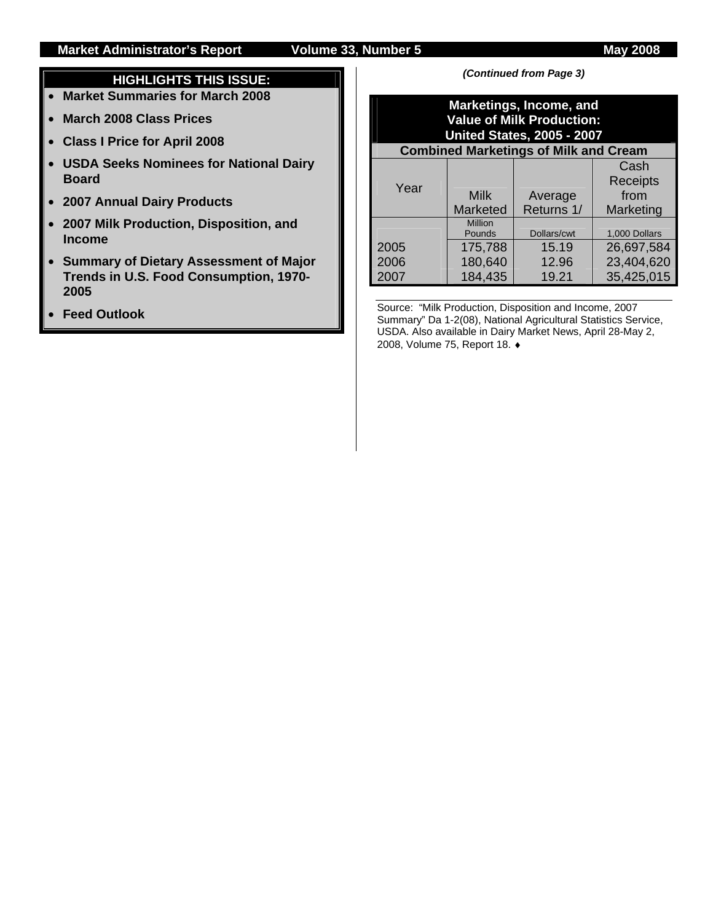## HIGHLIGHTS THIS ISSUE:

- **Market Summaries for March 2008**
- **March 2008 Class Prices**
- **Class I Price for April 2008**
- **USDA Seeks Nominees for National Dairy Board**
- **2007 Annual Dairy Products**
- **2007 Milk Production, Disposition, and Income**
- **Summary of Dietary Assessment of Major Trends in U.S. Food Consumption, 1970-2005**
- **Feed Outlook**

*(Continued from Page 3)*

**Marketings, Income, and Value of Milk Production: United States, 2005 - 2007**

**Combined Marketings of Milk and Cream**

| Year | Milk Marketed | Average Returns 1/ | Cash Receipts from Marketing |
|---|---|---|---|
| | Million Pounds | Dollars/cwt | 1,000 Dollars |
| 2005 | 175,788 | 15.19 | 26,697,584 |
| 2006 | 180,640 | 12.96 | 23,404,620 |
| 2007 | 184,435 | 19.21 | 35,425,015 |

Source: "Milk Production, Disposition and Income, 2007 Summary" Da 1-2(08), National Agricultural Statistics Service, USDA. Also available in Dairy Market News, April 28-May 2, 2008, Volume 75, Report 18. ♦